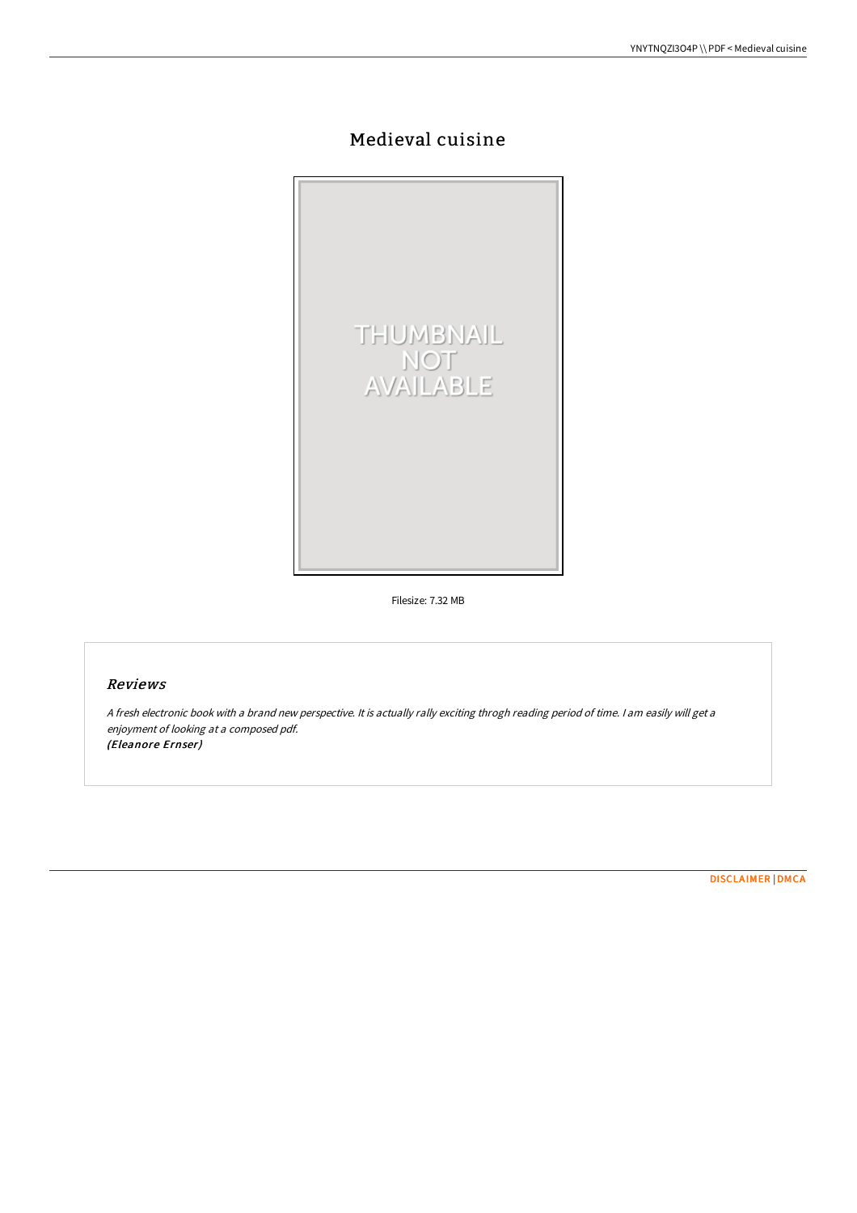# Medieval cuisine

Filesize: 7.32 MB

## Reviews

*A fresh electronic book with a brand new perspective. It is actually rally exciting throgh reading period of time. I am easily will get a enjoyment of looking at a composed pdf.*
*(Eleanore Ernser)*

DISCLAIMER | DMCA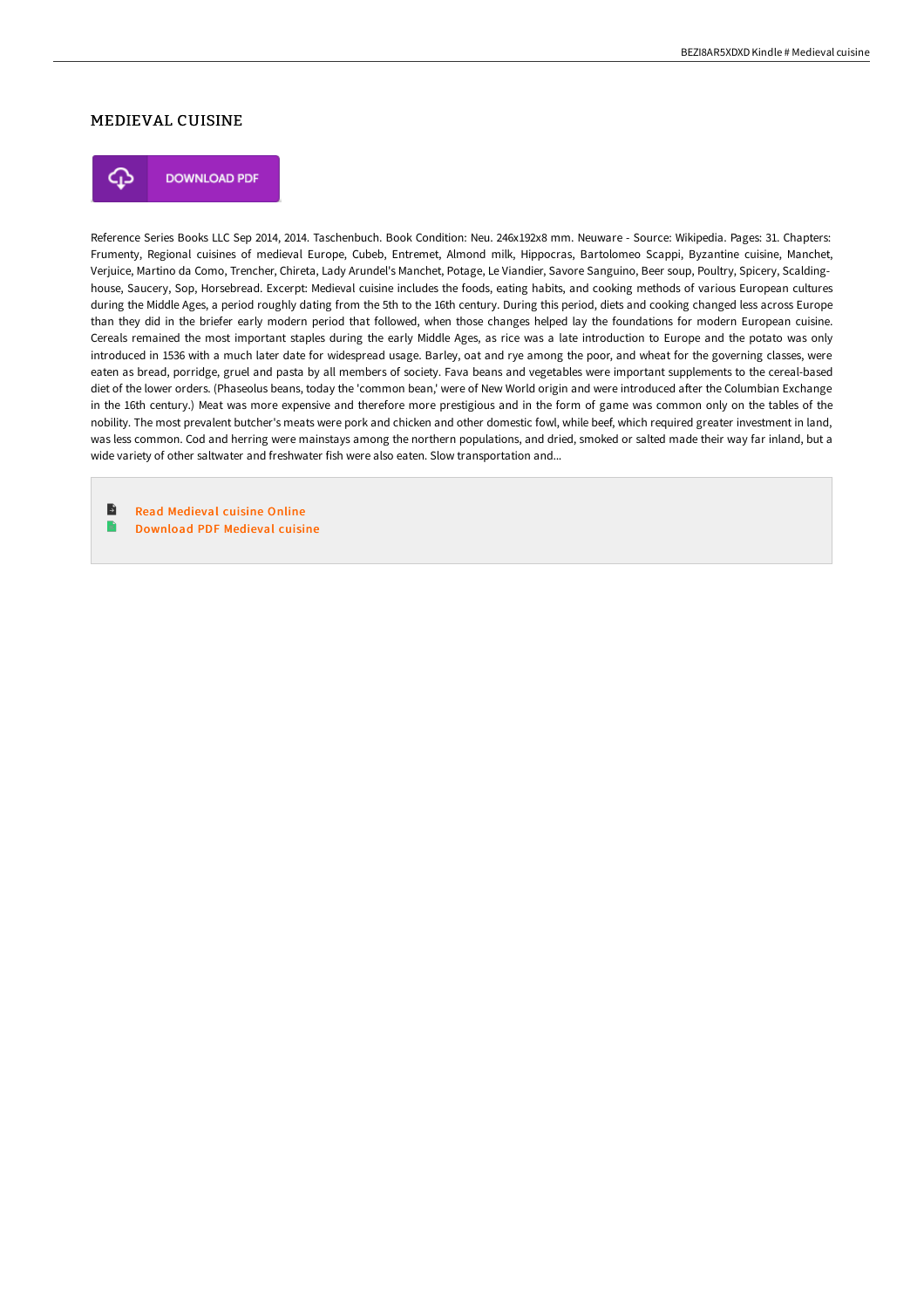## MEDIEVAL CUISINE

DOWNLOAD PDF

Reference Series Books LLC Sep 2014, 2014. Taschenbuch. Book Condition: Neu. 246x192x8 mm. Neuware - Source: Wikipedia. Pages: 31. Chapters: Frumenty, Regional cuisines of medieval Europe, Cubeb, Entremet, Almond milk, Hippocras, Bartolomeo Scappi, Byzantine cuisine, Manchet, Verjuice, Martino da Como, Trencher, Chireta, Lady Arundel's Manchet, Potage, Le Viandier, Savore Sanguino, Beer soup, Poultry, Spicery, Scalding-house, Saucery, Sop, Horsebread. Excerpt: Medieval cuisine includes the foods, eating habits, and cooking methods of various European cultures during the Middle Ages, a period roughly dating from the 5th to the 16th century. During this period, diets and cooking changed less across Europe than they did in the briefer early modern period that followed, when those changes helped lay the foundations for modern European cuisine. Cereals remained the most important staples during the early Middle Ages, as rice was a late introduction to Europe and the potato was only introduced in 1536 with a much later date for widespread usage. Barley, oat and rye among the poor, and wheat for the governing classes, were eaten as bread, porridge, gruel and pasta by all members of society. Fava beans and vegetables were important supplements to the cereal-based diet of the lower orders. (Phaseolus beans, today the 'common bean,' were of New World origin and were introduced after the Columbian Exchange in the 16th century.) Meat was more expensive and therefore more prestigious and in the form of game was common only on the tables of the nobility. The most prevalent butcher's meats were pork and chicken and other domestic fowl, while beef, which required greater investment in land, was less common. Cod and herring were mainstays among the northern populations, and dried, smoked or salted made their way far inland, but a wide variety of other saltwater and freshwater fish were also eaten. Slow transportation and...

- Read Medieval cuisine Online
- Download PDF Medieval cuisine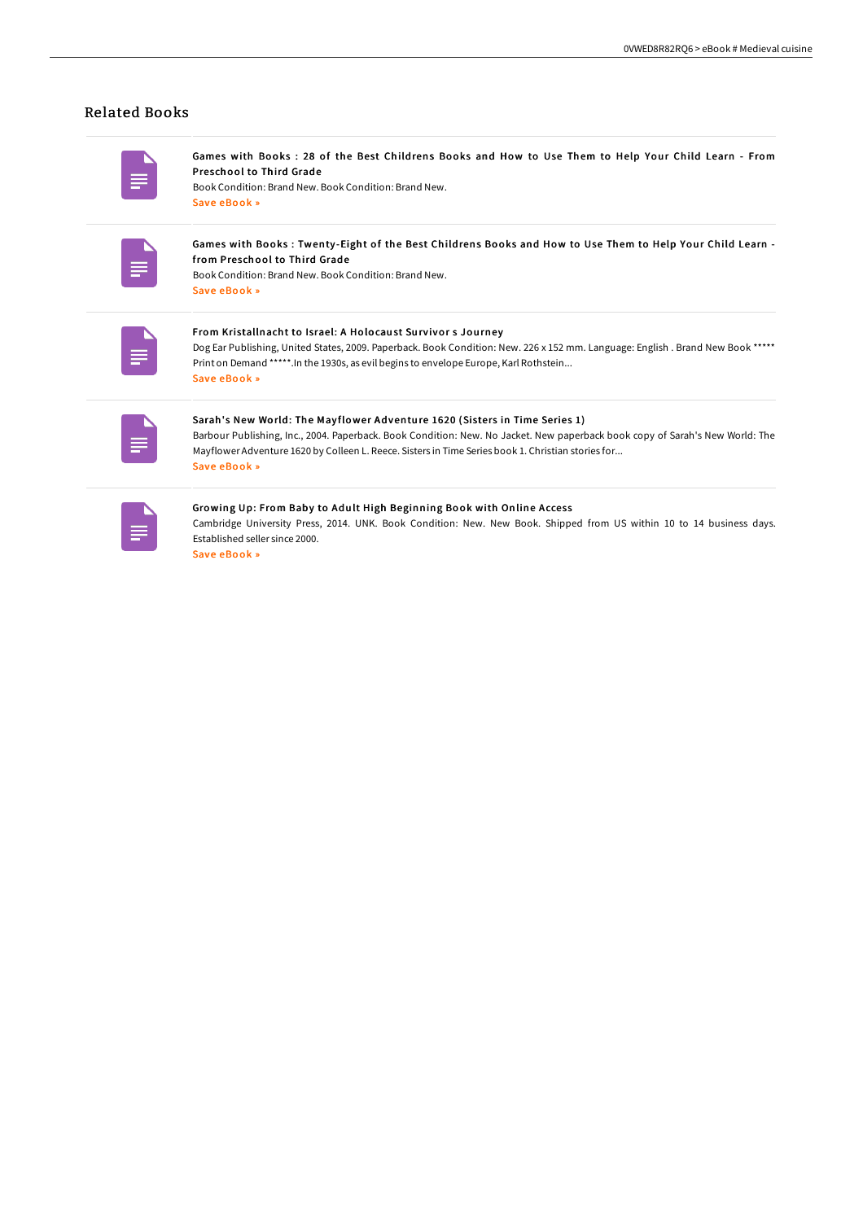## Related Books

**Games with Books : 28 of the Best Childrens Books and How to Use Them to Help Your Child Learn - From Preschool to Third Grade**
Book Condition: Brand New. Book Condition: Brand New.
Save eBook »

**Games with Books : Twenty-Eight of the Best Childrens Books and How to Use Them to Help Your Child Learn - from Preschool to Third Grade**
Book Condition: Brand New. Book Condition: Brand New.
Save eBook »

**From Kristallnacht to Israel: A Holocaust Survivor s Journey**
Dog Ear Publishing, United States, 2009. Paperback. Book Condition: New. 226 x 152 mm. Language: English . Brand New Book ***** Print on Demand *****.In the 1930s, as evil begins to envelope Europe, Karl Rothstein...
Save eBook »

**Sarah's New World: The Mayflower Adventure 1620 (Sisters in Time Series 1)**
Barbour Publishing, Inc., 2004. Paperback. Book Condition: New. No Jacket. New paperback book copy of Sarah's New World: The Mayflower Adventure 1620 by Colleen L. Reece. Sisters in Time Series book 1. Christian stories for...
Save eBook »

**Growing Up: From Baby to Adult High Beginning Book with Online Access**
Cambridge University Press, 2014. UNK. Book Condition: New. New Book. Shipped from US within 10 to 14 business days. Established seller since 2000.
Save eBook »